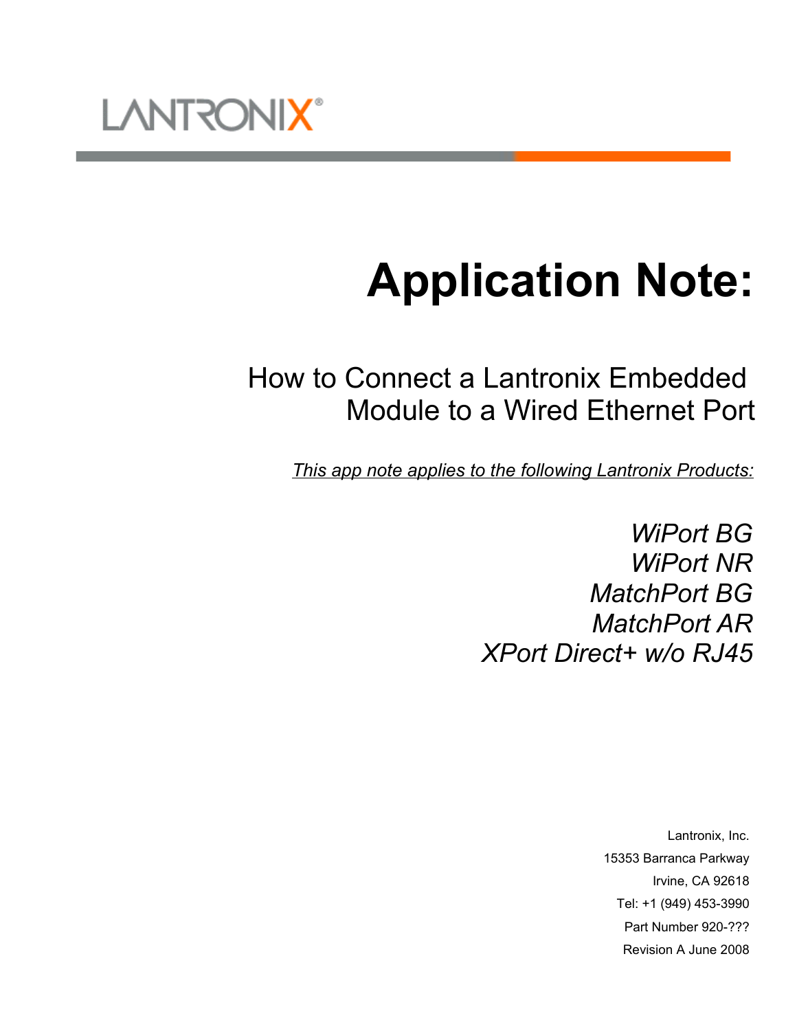LANTRONIX®

# Application Note:

## How to Connect a Lantronix Embedded Module to a Wired Ethernet Port

*This app note applies to the following Lantronix Products:*

*WiPort BG*
*WiPort NR*
*MatchPort BG*
*MatchPort AR*
*XPort Direct+ w/o RJ45*

Lantronix, Inc.
15353 Barranca Parkway
Irvine, CA 92618
Tel: +1 (949) 453-3990
Part Number 920-???
Revision A June 2008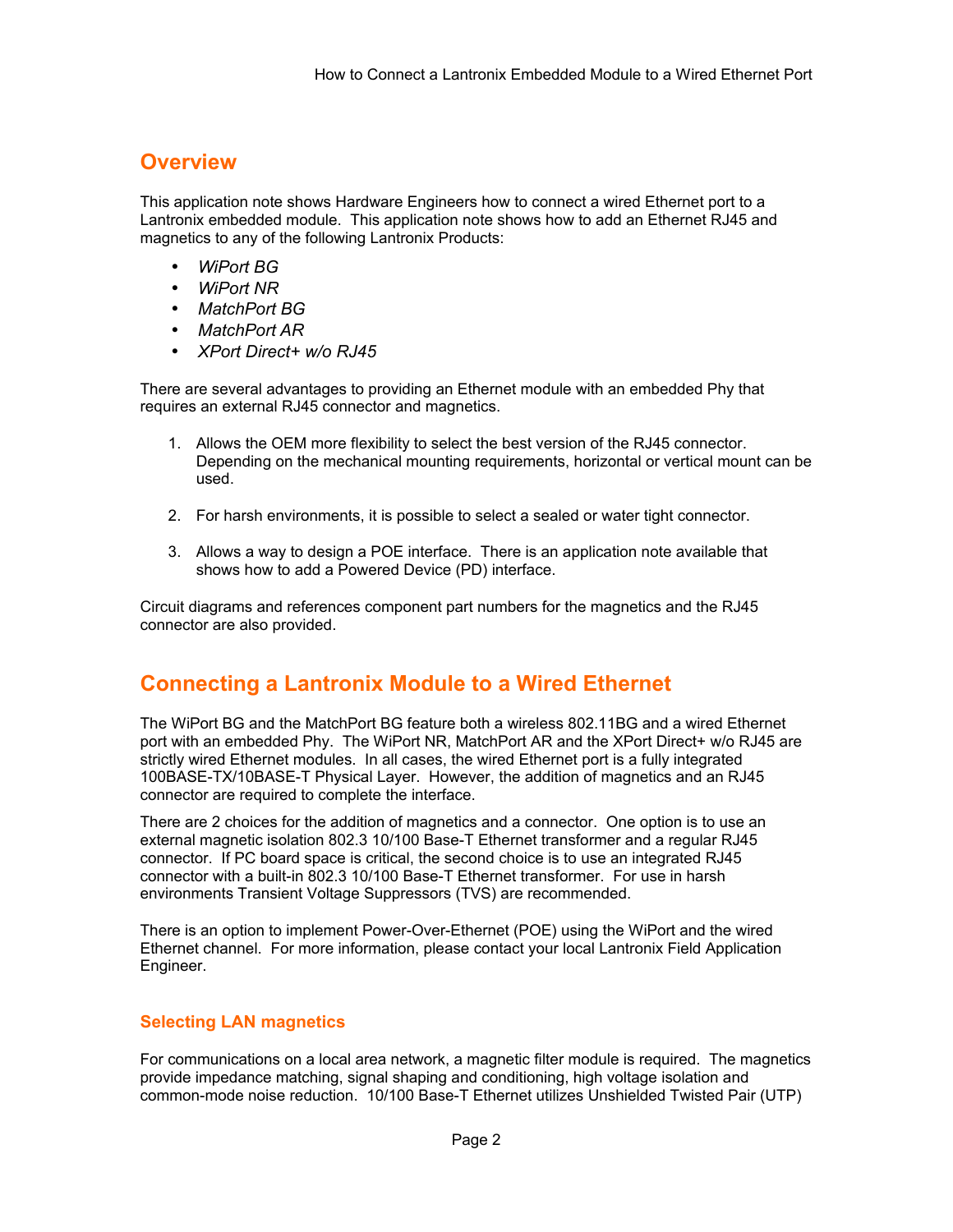## Overview

This application note shows Hardware Engineers how to connect a wired Ethernet port to a Lantronix embedded module. This application note shows how to add an Ethernet RJ45 and magnetics to any of the following Lantronix Products:

- *WiPort BG*
- *WiPort NR*
- *MatchPort BG*
- *MatchPort AR*
- *XPort Direct+ w/o RJ45*

There are several advantages to providing an Ethernet module with an embedded Phy that requires an external RJ45 connector and magnetics.

1. Allows the OEM more flexibility to select the best version of the RJ45 connector. Depending on the mechanical mounting requirements, horizontal or vertical mount can be used.

2. For harsh environments, it is possible to select a sealed or water tight connector.

3. Allows a way to design a POE interface. There is an application note available that shows how to add a Powered Device (PD) interface.

Circuit diagrams and references component part numbers for the magnetics and the RJ45 connector are also provided.

## Connecting a Lantronix Module to a Wired Ethernet

The WiPort BG and the MatchPort BG feature both a wireless 802.11BG and a wired Ethernet port with an embedded Phy. The WiPort NR, MatchPort AR and the XPort Direct+ w/o RJ45 are strictly wired Ethernet modules. In all cases, the wired Ethernet port is a fully integrated 100BASE-TX/10BASE-T Physical Layer. However, the addition of magnetics and an RJ45 connector are required to complete the interface.

There are 2 choices for the addition of magnetics and a connector. One option is to use an external magnetic isolation 802.3 10/100 Base-T Ethernet transformer and a regular RJ45 connector. If PC board space is critical, the second choice is to use an integrated RJ45 connector with a built-in 802.3 10/100 Base-T Ethernet transformer. For use in harsh environments Transient Voltage Suppressors (TVS) are recommended.

There is an option to implement Power-Over-Ethernet (POE) using the WiPort and the wired Ethernet channel. For more information, please contact your local Lantronix Field Application Engineer.

### Selecting LAN magnetics

For communications on a local area network, a magnetic filter module is required. The magnetics provide impedance matching, signal shaping and conditioning, high voltage isolation and common-mode noise reduction. 10/100 Base-T Ethernet utilizes Unshielded Twisted Pair (UTP)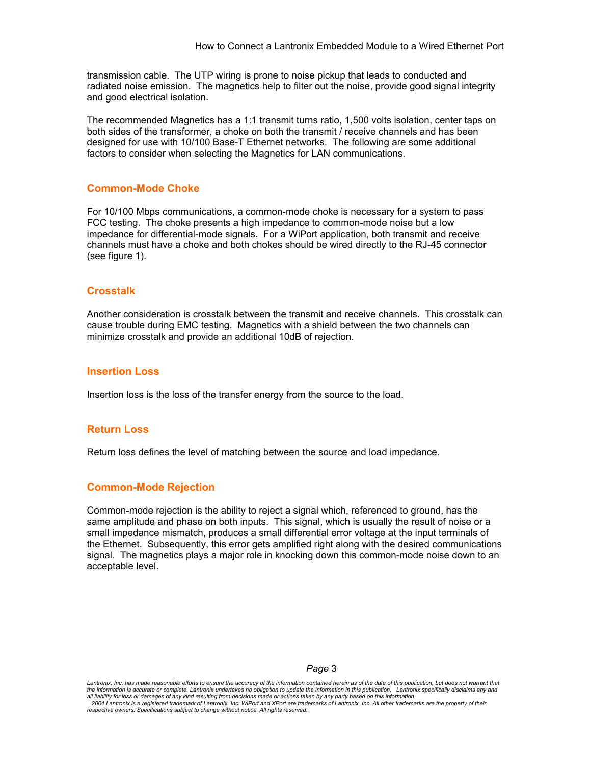transmission cable. The UTP wiring is prone to noise pickup that leads to conducted and radiated noise emission. The magnetics help to filter out the noise, provide good signal integrity and good electrical isolation.

The recommended Magnetics has a 1:1 transmit turns ratio, 1,500 volts isolation, center taps on both sides of the transformer, a choke on both the transmit / receive channels and has been designed for use with 10/100 Base-T Ethernet networks. The following are some additional factors to consider when selecting the Magnetics for LAN communications.

## Common-Mode Choke

For 10/100 Mbps communications, a common-mode choke is necessary for a system to pass FCC testing. The choke presents a high impedance to common-mode noise but a low impedance for differential-mode signals. For a WiPort application, both transmit and receive channels must have a choke and both chokes should be wired directly to the RJ-45 connector (see figure 1).

## Crosstalk

Another consideration is crosstalk between the transmit and receive channels. This crosstalk can cause trouble during EMC testing. Magnetics with a shield between the two channels can minimize crosstalk and provide an additional 10dB of rejection.

## Insertion Loss

Insertion loss is the loss of the transfer energy from the source to the load.

## Return Loss

Return loss defines the level of matching between the source and load impedance.

## Common-Mode Rejection

Common-mode rejection is the ability to reject a signal which, referenced to ground, has the same amplitude and phase on both inputs. This signal, which is usually the result of noise or a small impedance mismatch, produces a small differential error voltage at the input terminals of the Ethernet. Subsequently, this error gets amplified right along with the desired communications signal. The magnetics plays a major role in knocking down this common-mode noise down to an acceptable level.

*Lantronix, Inc. has made reasonable efforts to ensure the accuracy of the information contained herein as of the date of this publication, but does not warrant that the information is accurate or complete. Lantronix undertakes no obligation to update the information in this publication. Lantronix specifically disclaims any and all liability for loss or damages of any kind resulting from decisions made or actions taken by any party based on this information.*
*2004 Lantronix is a registered trademark of Lantronix, Inc. WiPort and XPort are trademarks of Lantronix, Inc. All other trademarks are the property of their respective owners. Specifications subject to change without notice. All rights reserved.*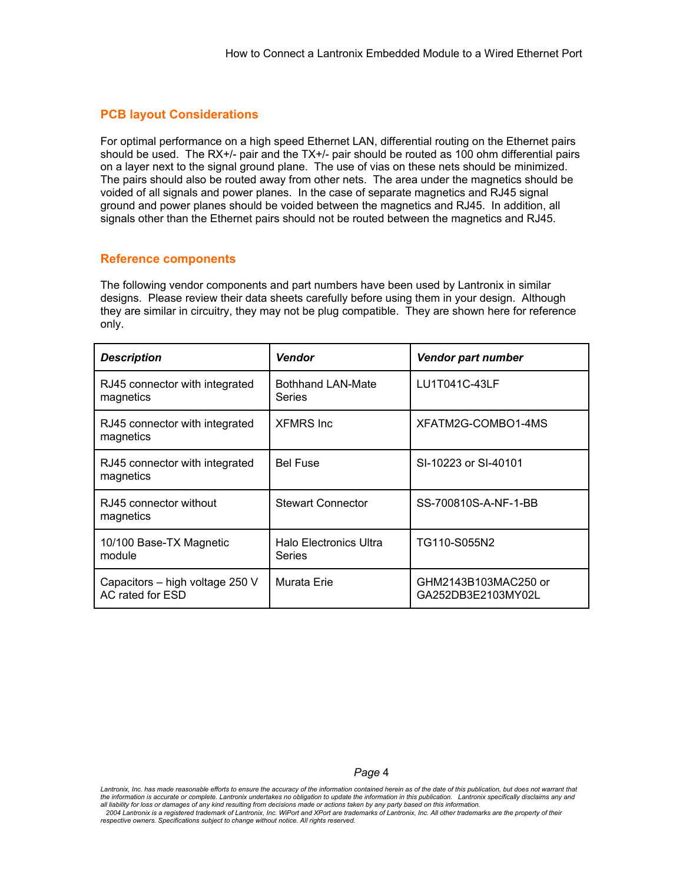## PCB layout Considerations

For optimal performance on a high speed Ethernet LAN, differential routing on the Ethernet pairs should be used. The RX+/- pair and the TX+/- pair should be routed as 100 ohm differential pairs on a layer next to the signal ground plane. The use of vias on these nets should be minimized. The pairs should also be routed away from other nets. The area under the magnetics should be voided of all signals and power planes. In the case of separate magnetics and RJ45 signal ground and power planes should be voided between the magnetics and RJ45. In addition, all signals other than the Ethernet pairs should not be routed between the magnetics and RJ45.

## Reference components

The following vendor components and part numbers have been used by Lantronix in similar designs. Please review their data sheets carefully before using them in your design. Although they are similar in circuitry, they may not be plug compatible. They are shown here for reference only.

| ***Description*** | ***Vendor*** | ***Vendor part number*** |
| --- | --- | --- |
| RJ45 connector with integrated magnetics | Bothhand LAN-Mate Series | LU1T041C-43LF |
| RJ45 connector with integrated magnetics | XFMRS Inc | XFATM2G-COMBO1-4MS |
| RJ45 connector with integrated magnetics | Bel Fuse | SI-10223 or SI-40101 |
| RJ45 connector without magnetics | Stewart Connector | SS-700810S-A-NF-1-BB |
| 10/100 Base-TX Magnetic module | Halo Electronics Ultra Series | TG110-S055N2 |
| Capacitors – high voltage 250 V AC rated for ESD | Murata Erie | GHM2143B103MAC250 or GA252DB3E2103MY02L |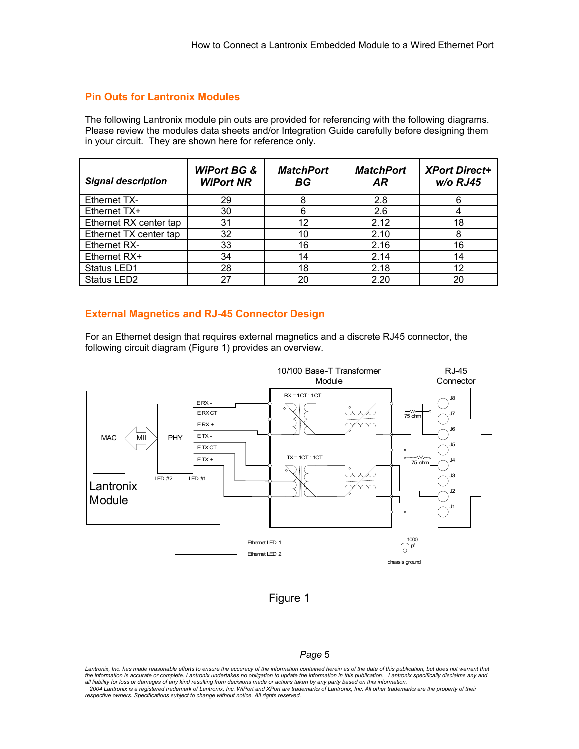## Pin Outs for Lantronix Modules

The following Lantronix module pin outs are provided for referencing with the following diagrams. Please review the modules data sheets and/or Integration Guide carefully before designing them in your circuit. They are shown here for reference only.

| ***Signal description*** | ***WiPort BG & WiPort NR*** | ***MatchPort BG*** | ***MatchPort AR*** | ***XPort Direct+ w/o RJ45*** |
|---|---|---|---|---|
| Ethernet TX- | 29 | 8 | 2.8 | 6 |
| Ethernet TX+ | 30 | 6 | 2.6 | 4 |
| Ethernet RX center tap | 31 | 12 | 2.12 | 18 |
| Ethernet TX center tap | 32 | 10 | 2.10 | 8 |
| Ethernet RX- | 33 | 16 | 2.16 | 16 |
| Ethernet RX+ | 34 | 14 | 2.14 | 14 |
| Status LED1 | 28 | 18 | 2.18 | 12 |
| Status LED2 | 27 | 20 | 2.20 | 20 |

## External Magnetics and RJ-45 Connector Design

For an Ethernet design that requires external magnetics and a discrete RJ45 connector, the following circuit diagram (Figure 1) provides an overview.

Figure 1

*Lantronix, Inc. has made reasonable efforts to ensure the accuracy of the information contained herein as of the date of this publication, but does not warrant that the information is accurate or complete. Lantronix undertakes no obligation to update the information in this publication. Lantronix specifically disclaims any and all liability for loss or damages of any kind resulting from decisions made or actions taken by any party based on this information.*
*2004 Lantronix is a registered trademark of Lantronix, Inc. WiPort and XPort are trademarks of Lantronix, Inc. All other trademarks are the property of their respective owners. Specifications subject to change without notice. All rights reserved.*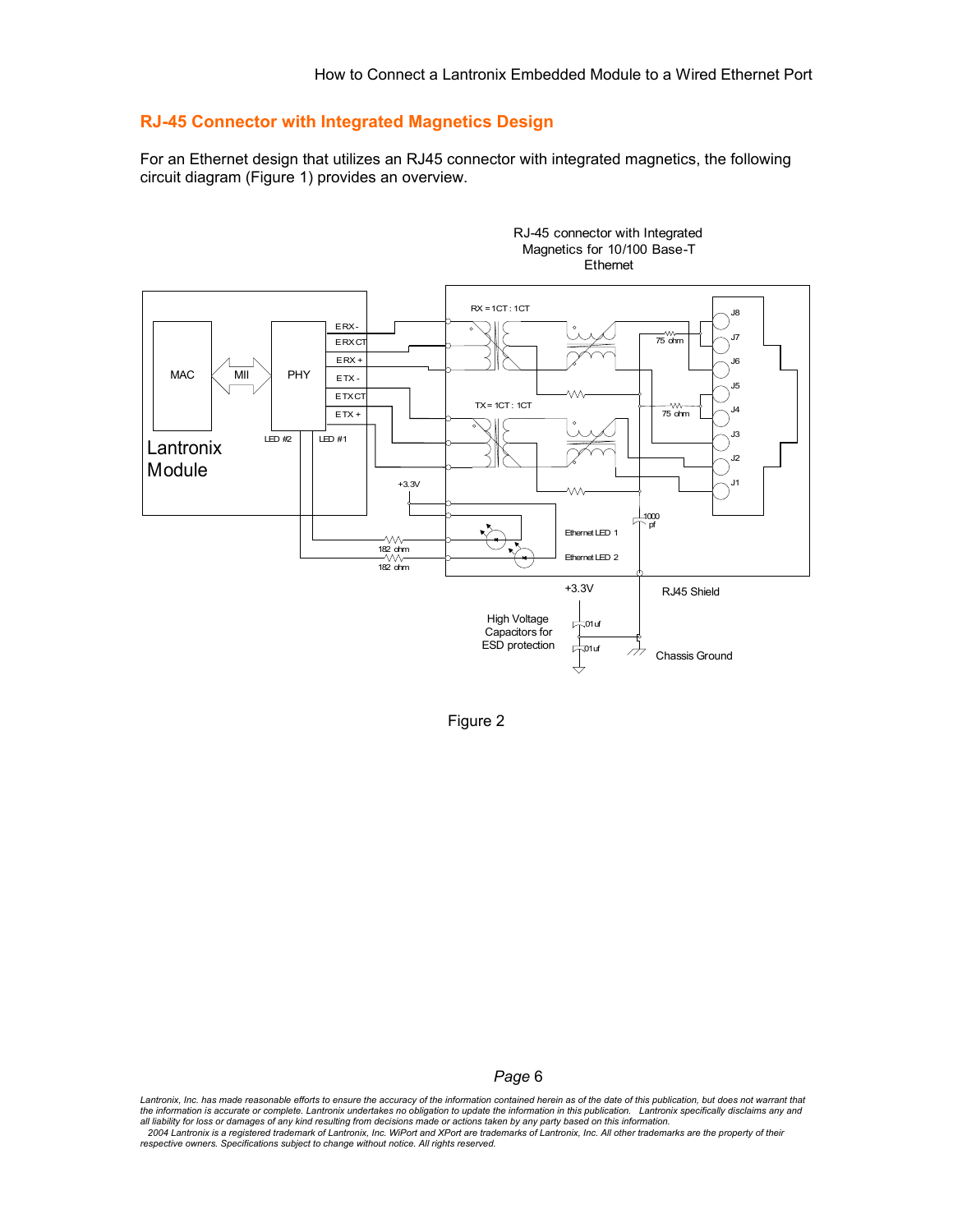## RJ-45 Connector with Integrated Magnetics Design

For an Ethernet design that utilizes an RJ45 connector with integrated magnetics, the following circuit diagram (Figure 1) provides an overview.

RJ-45 connector with Integrated Magnetics for 10/100 Base-T Ethernet

MAC
MII
PHY
ERX -
ERXCT
ERX +
ETX -
ETXCT
ETX +
LED #2
LED #1
Lantronix Module
RX = 1CT : 1CT
TX = 1CT : 1CT
75 ohm
75 ohm
J8
J7
J6
J5
J4
J3
J2
J1
+3.3V
1000 pf
182 ohm
182 ohm
Ethernet LED 1
Ethernet LED 2
+3.3V
RJ45 Shield
High Voltage Capacitors for ESD protection
.01uf
.01uf
Chassis Ground

Figure 2

*Lantronix, Inc. has made reasonable efforts to ensure the accuracy of the information contained herein as of the date of this publication, but does not warrant that the information is accurate or complete. Lantronix undertakes no obligation to update the information in this publication. Lantronix specifically disclaims any and all liability for loss or damages of any kind resulting from decisions made or actions taken by any party based on this information.*
*2004 Lantronix is a registered trademark of Lantronix, Inc. WiPort and XPort are trademarks of Lantronix, Inc. All other trademarks are the property of their respective owners. Specifications subject to change without notice. All rights reserved.*